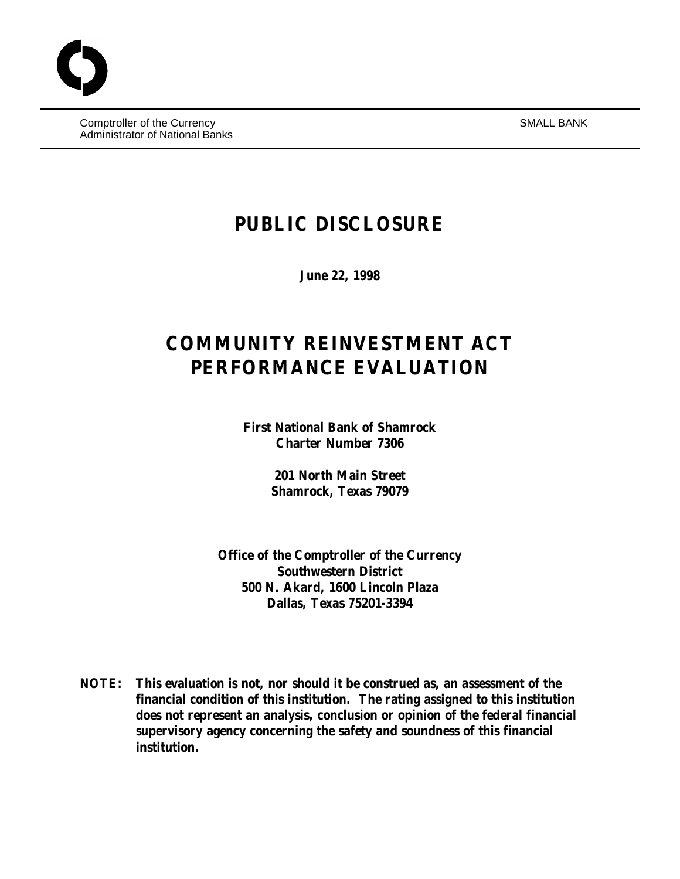Comptroller of the Currency
Administrator of National Banks

SMALL BANK

# PUBLIC DISCLOSURE

**June 22, 1998**

# COMMUNITY REINVESTMENT ACT PERFORMANCE EVALUATION

**First National Bank of Shamrock**
**Charter Number 7306**

**201 North Main Street**
**Shamrock, Texas 79079**

**Office of the Comptroller of the Currency**
**Southwestern District**
**500 N. Akard, 1600 Lincoln Plaza**
**Dallas, Texas 75201-3394**

**NOTE: This evaluation is not, nor should it be construed as, an assessment of the financial condition of this institution. The rating assigned to this institution does not represent an analysis, conclusion or opinion of the federal financial supervisory agency concerning the safety and soundness of this financial institution.**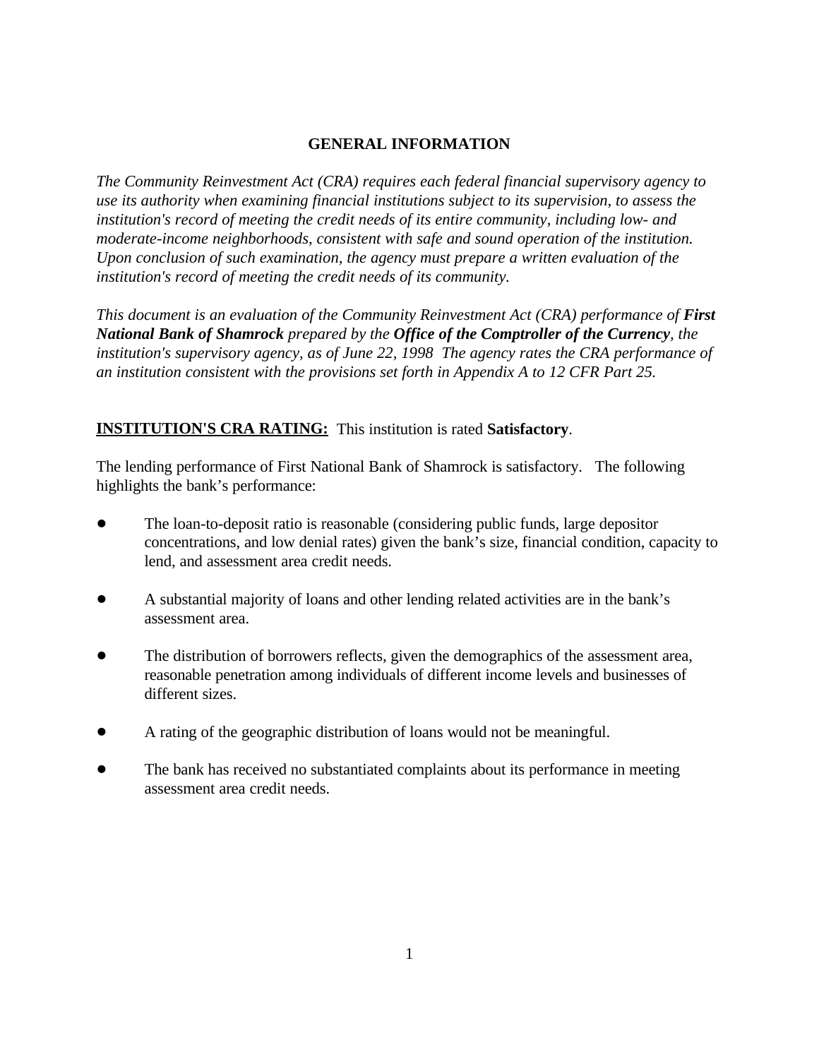## GENERAL INFORMATION

*The Community Reinvestment Act (CRA) requires each federal financial supervisory agency to use its authority when examining financial institutions subject to its supervision, to assess the institution's record of meeting the credit needs of its entire community, including low- and moderate-income neighborhoods, consistent with safe and sound operation of the institution. Upon conclusion of such examination, the agency must prepare a written evaluation of the institution's record of meeting the credit needs of its community.*

*This document is an evaluation of the Community Reinvestment Act (CRA) performance of **First National Bank of Shamrock** prepared by the **Office of the Comptroller of the Currency**, the institution's supervisory agency, as of June 22, 1998 The agency rates the CRA performance of an institution consistent with the provisions set forth in Appendix A to 12 CFR Part 25.*

**INSTITUTION'S CRA RATING:** This institution is rated **Satisfactory**.

The lending performance of First National Bank of Shamrock is satisfactory. The following highlights the bank's performance:

- The loan-to-deposit ratio is reasonable (considering public funds, large depositor concentrations, and low denial rates) given the bank's size, financial condition, capacity to lend, and assessment area credit needs.
- A substantial majority of loans and other lending related activities are in the bank's assessment area.
- The distribution of borrowers reflects, given the demographics of the assessment area, reasonable penetration among individuals of different income levels and businesses of different sizes.
- A rating of the geographic distribution of loans would not be meaningful.
- The bank has received no substantiated complaints about its performance in meeting assessment area credit needs.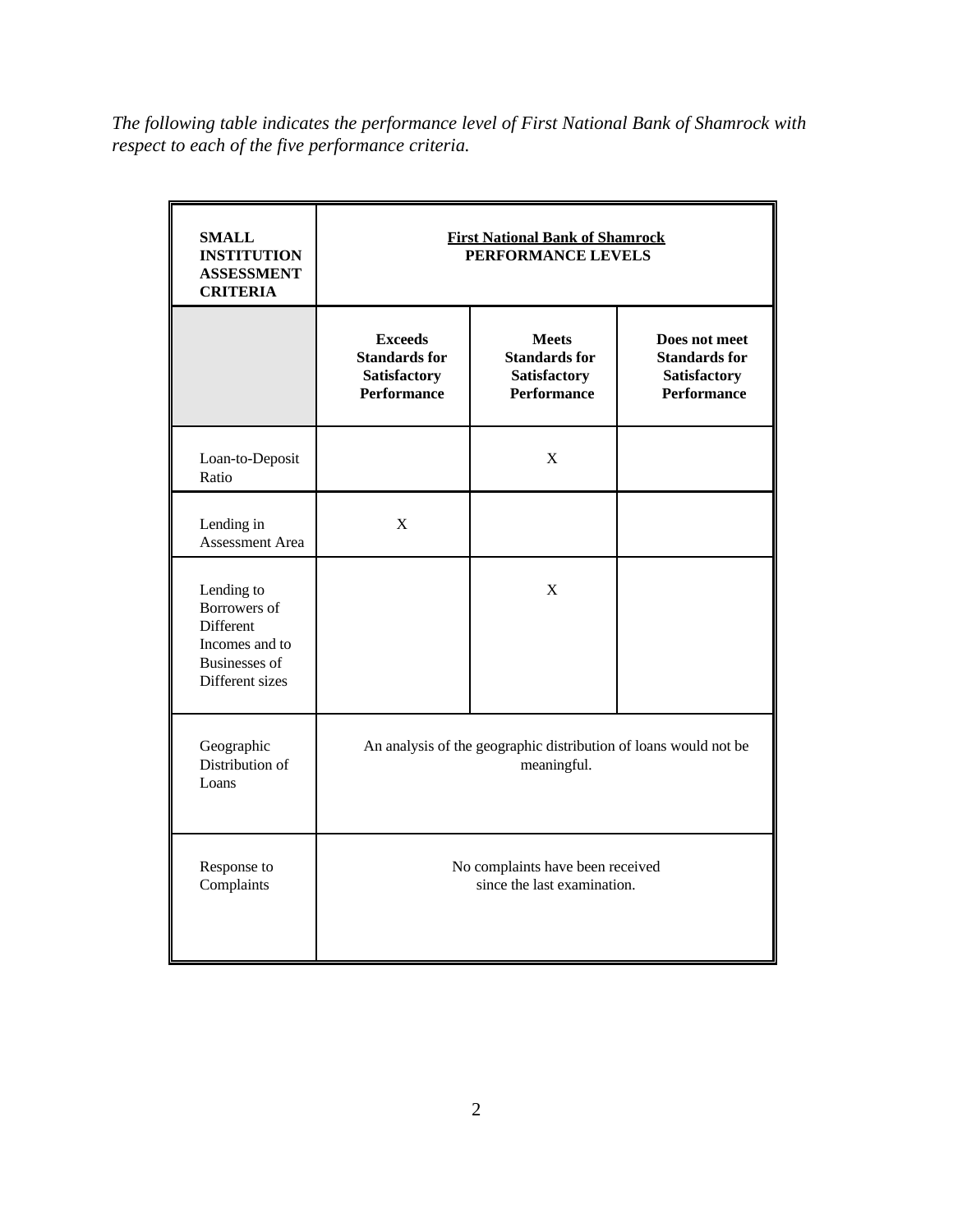*The following table indicates the performance level of First National Bank of Shamrock with respect to each of the five performance criteria.*

| **SMALL INSTITUTION ASSESSMENT CRITERIA** | **First National Bank of Shamrock PERFORMANCE LEVELS** | | |
|---|---|---|---|
| | **Exceeds Standards for Satisfactory Performance** | **Meets Standards for Satisfactory Performance** | **Does not meet Standards for Satisfactory Performance** |
| Loan-to-Deposit Ratio | | X | |
| Lending in Assessment Area | X | | |
| Lending to Borrowers of Different Incomes and to Businesses of Different sizes | | X | |
| Geographic Distribution of Loans | An analysis of the geographic distribution of loans would not be meaningful. | | |
| Response to Complaints | No complaints have been received since the last examination. | | |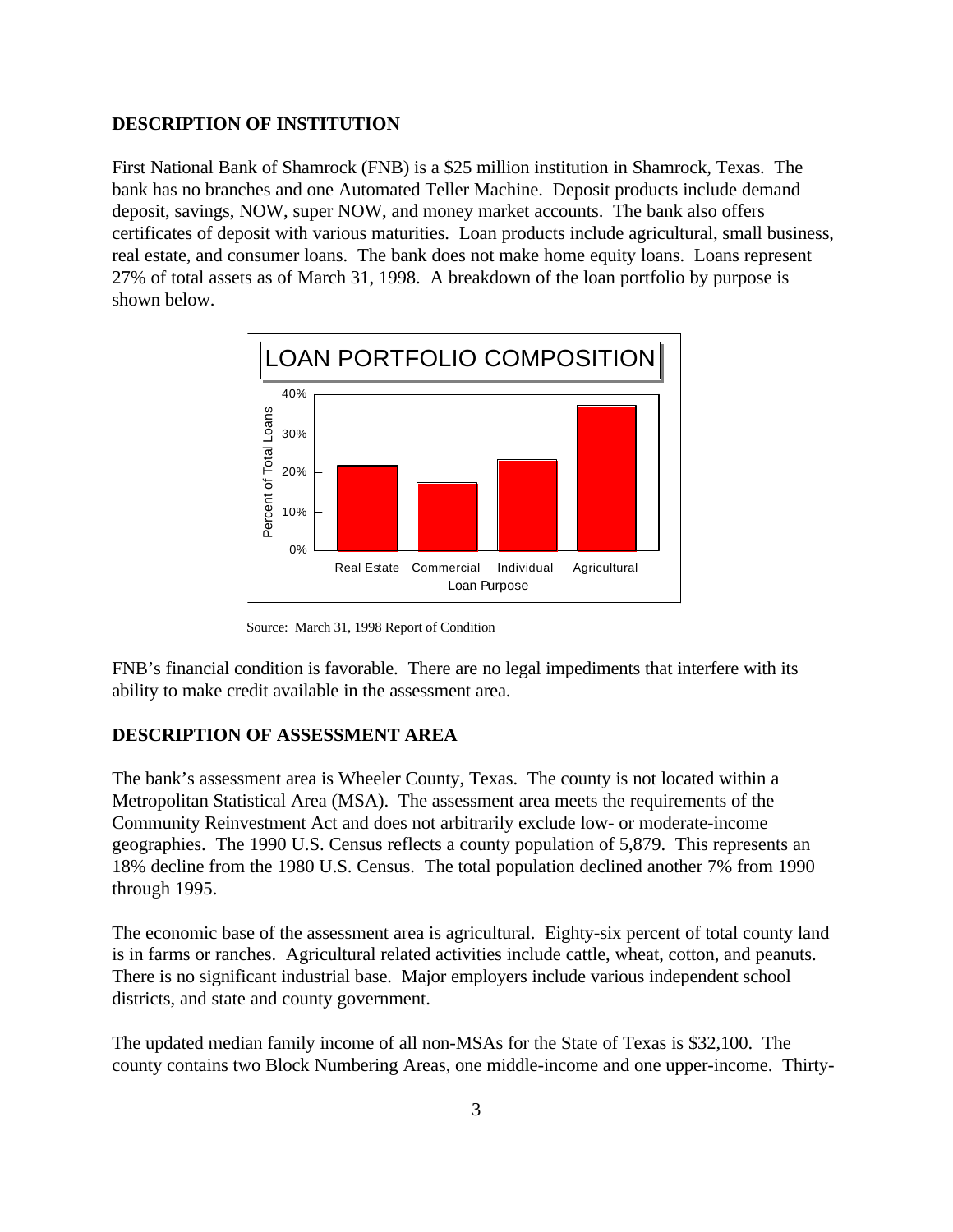## DESCRIPTION OF INSTITUTION

First National Bank of Shamrock (FNB) is a $25 million institution in Shamrock, Texas. The bank has no branches and one Automated Teller Machine. Deposit products include demand deposit, savings, NOW, super NOW, and money market accounts. The bank also offers certificates of deposit with various maturities. Loan products include agricultural, small business, real estate, and consumer loans. The bank does not make home equity loans. Loans represent 27% of total assets as of March 31, 1998. A breakdown of the loan portfolio by purpose is shown below.

LOAN PORTFOLIO COMPOSITION

Source: March 31, 1998 Report of Condition

FNB's financial condition is favorable. There are no legal impediments that interfere with its ability to make credit available in the assessment area.

## DESCRIPTION OF ASSESSMENT AREA

The bank's assessment area is Wheeler County, Texas. The county is not located within a Metropolitan Statistical Area (MSA). The assessment area meets the requirements of the Community Reinvestment Act and does not arbitrarily exclude low- or moderate-income geographies. The 1990 U.S. Census reflects a county population of 5,879. This represents an 18% decline from the 1980 U.S. Census. The total population declined another 7% from 1990 through 1995.

The economic base of the assessment area is agricultural. Eighty-six percent of total county land is in farms or ranches. Agricultural related activities include cattle, wheat, cotton, and peanuts. There is no significant industrial base. Major employers include various independent school districts, and state and county government.

The updated median family income of all non-MSAs for the State of Texas is $32,100. The county contains two Block Numbering Areas, one middle-income and one upper-income. Thirty-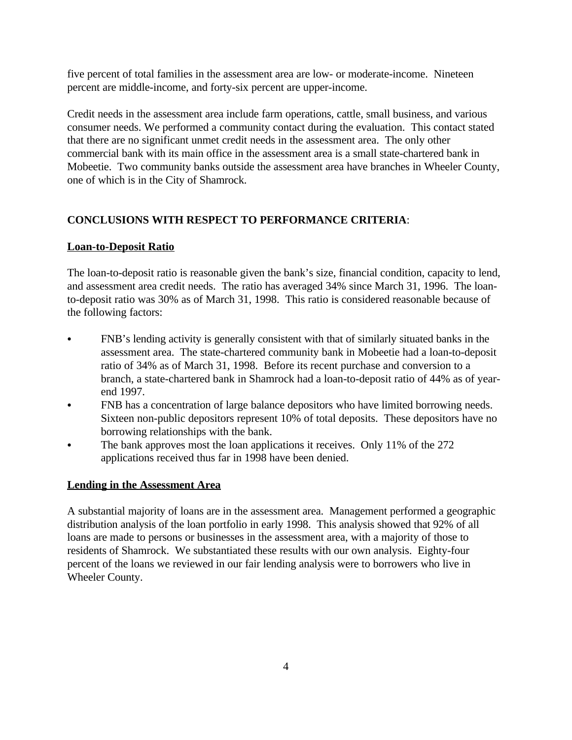five percent of total families in the assessment area are low- or moderate-income. Nineteen percent are middle-income, and forty-six percent are upper-income.

Credit needs in the assessment area include farm operations, cattle, small business, and various consumer needs. We performed a community contact during the evaluation. This contact stated that there are no significant unmet credit needs in the assessment area. The only other commercial bank with its main office in the assessment area is a small state-chartered bank in Mobeetie. Two community banks outside the assessment area have branches in Wheeler County, one of which is in the City of Shamrock.

**CONCLUSIONS WITH RESPECT TO PERFORMANCE CRITERIA**:

**Loan-to-Deposit Ratio**

The loan-to-deposit ratio is reasonable given the bank's size, financial condition, capacity to lend, and assessment area credit needs. The ratio has averaged 34% since March 31, 1996. The loan-to-deposit ratio was 30% as of March 31, 1998. This ratio is considered reasonable because of the following factors:

- FNB's lending activity is generally consistent with that of similarly situated banks in the assessment area. The state-chartered community bank in Mobeetie had a loan-to-deposit ratio of 34% as of March 31, 1998. Before its recent purchase and conversion to a branch, a state-chartered bank in Shamrock had a loan-to-deposit ratio of 44% as of year-end 1997.
- FNB has a concentration of large balance depositors who have limited borrowing needs. Sixteen non-public depositors represent 10% of total deposits. These depositors have no borrowing relationships with the bank.
- The bank approves most the loan applications it receives. Only 11% of the 272 applications received thus far in 1998 have been denied.

**Lending in the Assessment Area**

A substantial majority of loans are in the assessment area. Management performed a geographic distribution analysis of the loan portfolio in early 1998. This analysis showed that 92% of all loans are made to persons or businesses in the assessment area, with a majority of those to residents of Shamrock. We substantiated these results with our own analysis. Eighty-four percent of the loans we reviewed in our fair lending analysis were to borrowers who live in Wheeler County.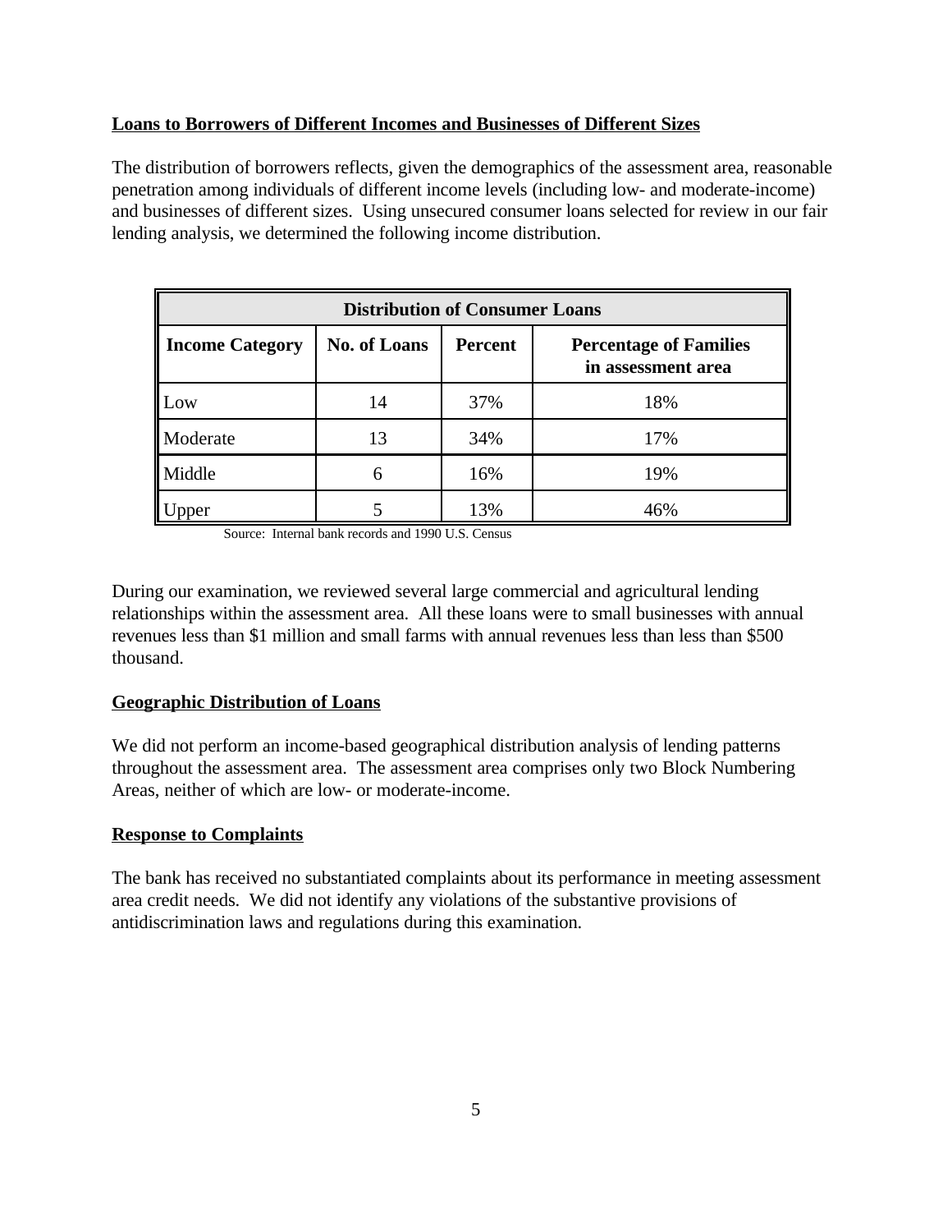**Loans to Borrowers of Different Incomes and Businesses of Different Sizes**

The distribution of borrowers reflects, given the demographics of the assessment area, reasonable penetration among individuals of different income levels (including low- and moderate-income) and businesses of different sizes. Using unsecured consumer loans selected for review in our fair lending analysis, we determined the following income distribution.

| Distribution of Consumer Loans | | | |
|---|---|---|---|
| **Income Category** | **No. of Loans** | **Percent** | **Percentage of Families in assessment area** |
| Low | 14 | 37% | 18% |
| Moderate | 13 | 34% | 17% |
| Middle | 6 | 16% | 19% |
| Upper | 5 | 13% | 46% |

Source: Internal bank records and 1990 U.S. Census

During our examination, we reviewed several large commercial and agricultural lending relationships within the assessment area. All these loans were to small businesses with annual revenues less than $1 million and small farms with annual revenues less than less than $500 thousand.

**Geographic Distribution of Loans**

We did not perform an income-based geographical distribution analysis of lending patterns throughout the assessment area. The assessment area comprises only two Block Numbering Areas, neither of which are low- or moderate-income.

**Response to Complaints**

The bank has received no substantiated complaints about its performance in meeting assessment area credit needs. We did not identify any violations of the substantive provisions of antidiscrimination laws and regulations during this examination.